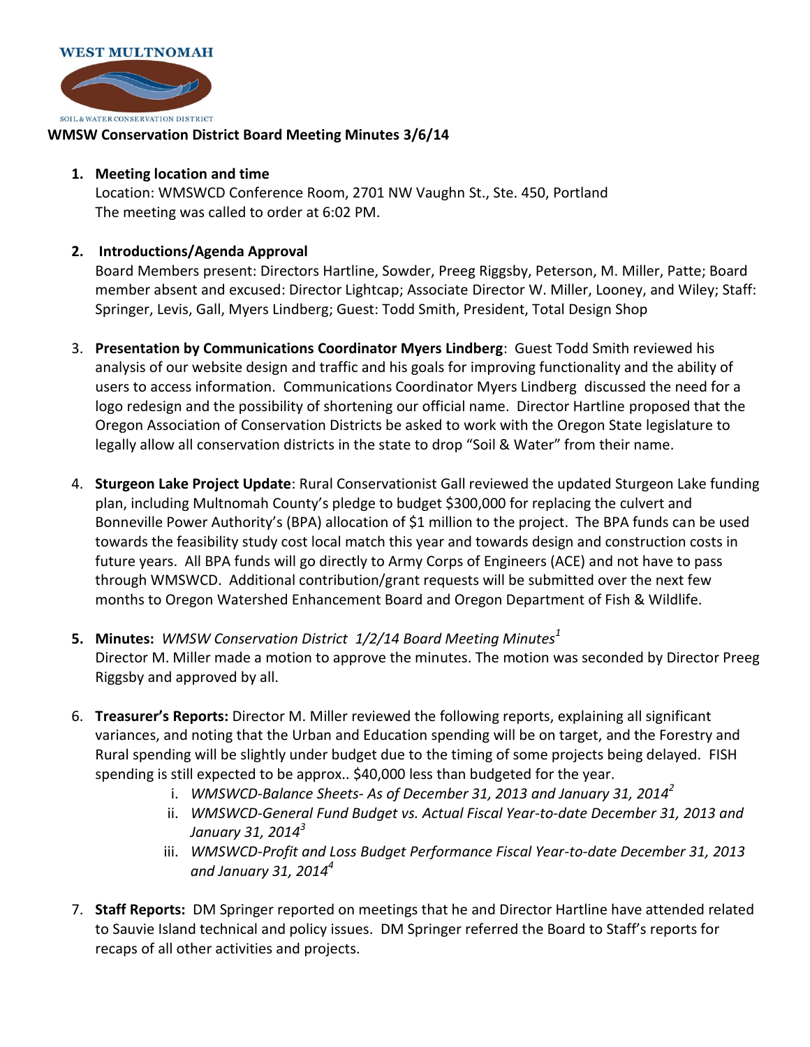WEST MULTNOMAH

SOIL & WATER CONSERVATION DISTRICT

# WMSW Conservation District Board Meeting Minutes 3/6/14

1. **Meeting location and time**
   Location: WMSWCD Conference Room, 2701 NW Vaughn St., Ste. 450, Portland
   The meeting was called to order at 6:02 PM.

2. **Introductions/Agenda Approval**
   Board Members present: Directors Hartline, Sowder, Preeg Riggsby, Peterson, M. Miller, Patte; Board member absent and excused: Director Lightcap; Associate Director W. Miller, Looney, and Wiley; Staff: Springer, Levis, Gall, Myers Lindberg; Guest: Todd Smith, President, Total Design Shop

3. **Presentation by Communications Coordinator Myers Lindberg**: Guest Todd Smith reviewed his analysis of our website design and traffic and his goals for improving functionality and the ability of users to access information. Communications Coordinator Myers Lindberg discussed the need for a logo redesign and the possibility of shortening our official name. Director Hartline proposed that the Oregon Association of Conservation Districts be asked to work with the Oregon State legislature to legally allow all conservation districts in the state to drop "Soil & Water" from their name.

4. **Sturgeon Lake Project Update**: Rural Conservationist Gall reviewed the updated Sturgeon Lake funding plan, including Multnomah County's pledge to budget $300,000 for replacing the culvert and Bonneville Power Authority's (BPA) allocation of $1 million to the project. The BPA funds can be used towards the feasibility study cost local match this year and towards design and construction costs in future years. All BPA funds will go directly to Army Corps of Engineers (ACE) and not have to pass through WMSWCD. Additional contribution/grant requests will be submitted over the next few months to Oregon Watershed Enhancement Board and Oregon Department of Fish & Wildlife.

5. **Minutes:** *WMSW Conservation District 1/2/14 Board Meeting Minutes*[1]
   Director M. Miller made a motion to approve the minutes. The motion was seconded by Director Preeg Riggsby and approved by all.

6. **Treasurer's Reports:** Director M. Miller reviewed the following reports, explaining all significant variances, and noting that the Urban and Education spending will be on target, and the Forestry and Rural spending will be slightly under budget due to the timing of some projects being delayed. FISH spending is still expected to be approx.. $40,000 less than budgeted for the year.
   i. *WMSWCD-Balance Sheets- As of December 31, 2013 and January 31, 2014*[2]
   ii. *WMSWCD-General Fund Budget vs. Actual Fiscal Year-to-date December 31, 2013 and January 31, 2014*[3]
   iii. *WMSWCD-Profit and Loss Budget Performance Fiscal Year-to-date December 31, 2013 and January 31, 2014*[4]

7. **Staff Reports:** DM Springer reported on meetings that he and Director Hartline have attended related to Sauvie Island technical and policy issues. DM Springer referred the Board to Staff's reports for recaps of all other activities and projects.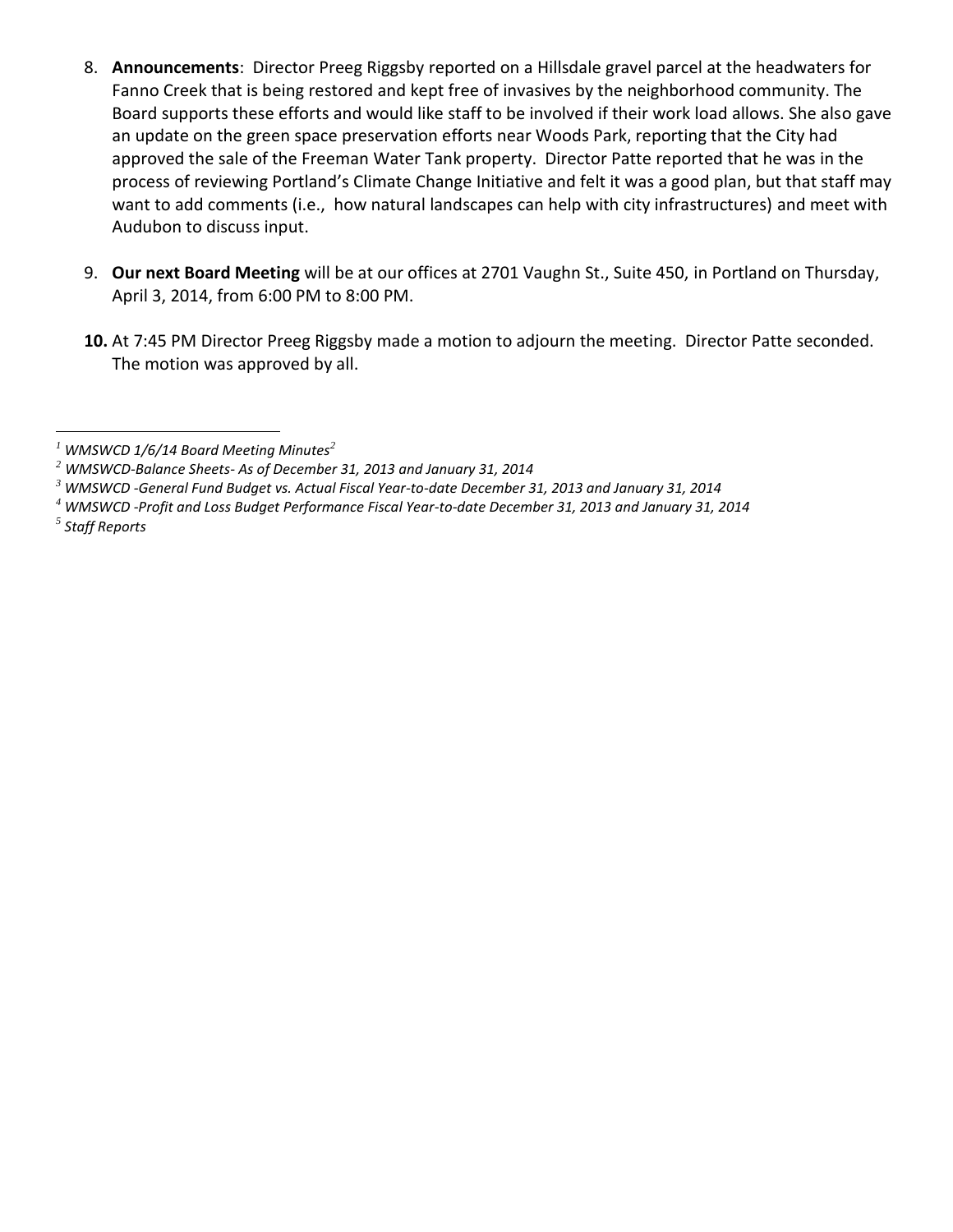8. **Announcements**: Director Preeg Riggsby reported on a Hillsdale gravel parcel at the headwaters for Fanno Creek that is being restored and kept free of invasives by the neighborhood community. The Board supports these efforts and would like staff to be involved if their work load allows. She also gave an update on the green space preservation efforts near Woods Park, reporting that the City had approved the sale of the Freeman Water Tank property. Director Patte reported that he was in the process of reviewing Portland's Climate Change Initiative and felt it was a good plan, but that staff may want to add comments (i.e., how natural landscapes can help with city infrastructures) and meet with Audubon to discuss input.

9. **Our next Board Meeting** will be at our offices at 2701 Vaughn St., Suite 450, in Portland on Thursday, April 3, 2014, from 6:00 PM to 8:00 PM.

10. At 7:45 PM Director Preeg Riggsby made a motion to adjourn the meeting. Director Patte seconded. The motion was approved by all.

---

[1] *WMSWCD 1/6/14 Board Meeting Minutes*[2]

[2] *WMSWCD-Balance Sheets- As of December 31, 2013 and January 31, 2014*

[3] *WMSWCD -General Fund Budget vs. Actual Fiscal Year-to-date December 31, 2013 and January 31, 2014*

[4] *WMSWCD -Profit and Loss Budget Performance Fiscal Year-to-date December 31, 2013 and January 31, 2014*

[5] *Staff Reports*